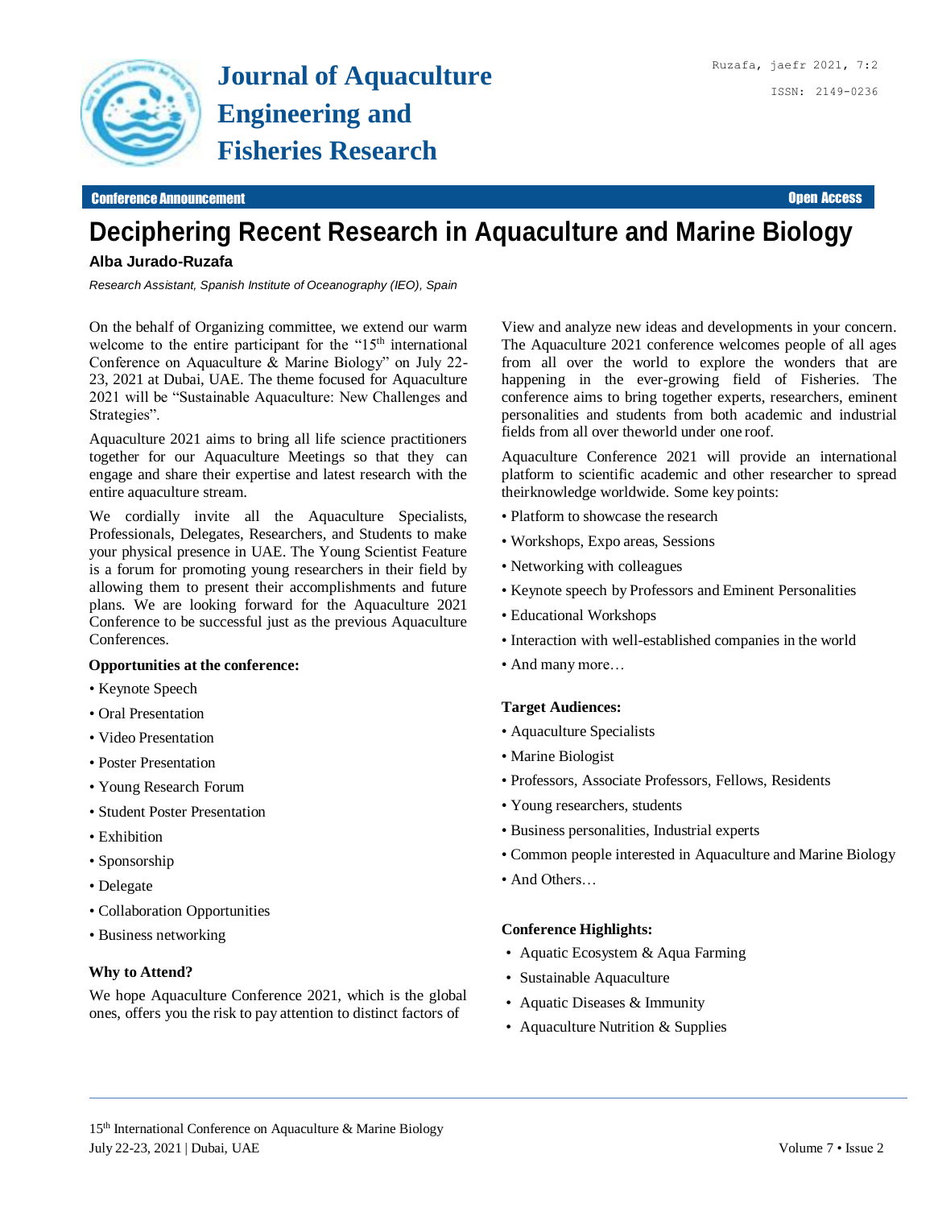# Deciphering Recent Research in Aquaculture and Marine Biology

**Alba Jurado-Ruzafa**

*Research Assistant, Spanish Institute of Oceanography (IEO), Spain*

On the behalf of Organizing committee, we extend our warm welcome to the entire participant for the "15th international Conference on Aquaculture & Marine Biology" on July 22-23, 2021 at Dubai, UAE. The theme focused for Aquaculture 2021 will be "Sustainable Aquaculture: New Challenges and Strategies".

Aquaculture 2021 aims to bring all life science practitioners together for our Aquaculture Meetings so that they can engage and share their expertise and latest research with the entire aquaculture stream.

We cordially invite all the Aquaculture Specialists, Professionals, Delegates, Researchers, and Students to make your physical presence in UAE. The Young Scientist Feature is a forum for promoting young researchers in their field by allowing them to present their accomplishments and future plans. We are looking forward for the Aquaculture 2021 Conference to be successful just as the previous Aquaculture Conferences.

**Opportunities at the conference:**

- Keynote Speech
- Oral Presentation
- Video Presentation
- Poster Presentation
- Young Research Forum
- Student Poster Presentation
- Exhibition
- Sponsorship
- Delegate
- Collaboration Opportunities
- Business networking

**Why to Attend?**

We hope Aquaculture Conference 2021, which is the global ones, offers you the risk to pay attention to distinct factors of View and analyze new ideas and developments in your concern. The Aquaculture 2021 conference welcomes people of all ages from all over the world to explore the wonders that are happening in the ever-growing field of Fisheries. The conference aims to bring together experts, researchers, eminent personalities and students from both academic and industrial fields from all over theworld under one roof.

Aquaculture Conference 2021 will provide an international platform to scientific academic and other researcher to spread theirknowledge worldwide. Some key points:

- Platform to showcase the research
- Workshops, Expo areas, Sessions
- Networking with colleagues
- Keynote speech by Professors and Eminent Personalities
- Educational Workshops
- Interaction with well-established companies in the world
- And many more…

**Target Audiences:**

- Aquaculture Specialists
- Marine Biologist
- Professors, Associate Professors, Fellows, Residents
- Young researchers, students
- Business personalities, Industrial experts
- Common people interested in Aquaculture and Marine Biology
- And Others…

**Conference Highlights:**

- Aquatic Ecosystem & Aqua Farming
- Sustainable Aquaculture
- Aquatic Diseases & Immunity
- Aquaculture Nutrition & Supplies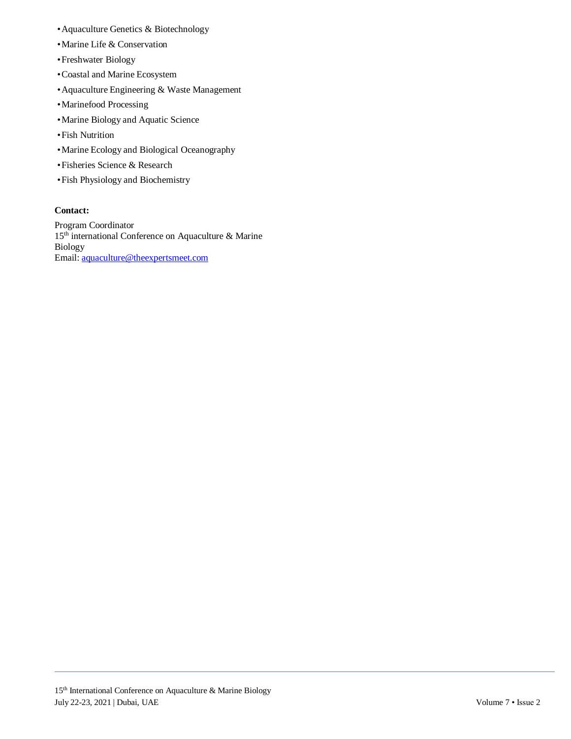- Aquaculture Genetics & Biotechnology
- Marine Life & Conservation
- Freshwater Biology
- Coastal and Marine Ecosystem
- Aquaculture Engineering & Waste Management
- Marinefood Processing
- Marine Biology and Aquatic Science
- Fish Nutrition
- Marine Ecology and Biological Oceanography
- Fisheries Science & Research
- Fish Physiology and Biochemistry

**Contact:**

Program Coordinator
15th international Conference on Aquaculture & Marine Biology
Email: [aquaculture@theexpertsmeet.com](mailto:aquaculture@theexpertsmeet.com)